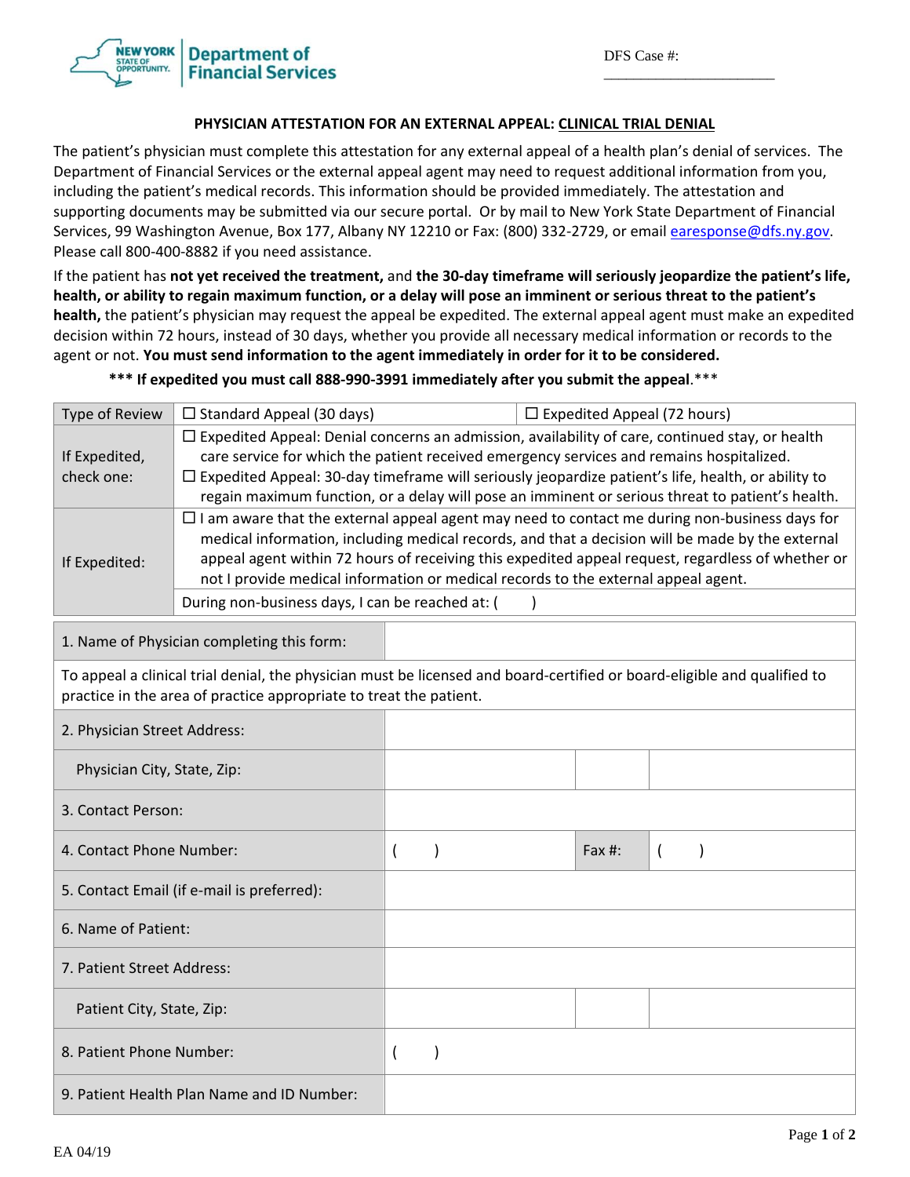New York State Department of Financial Services

DFS Case #: ______________________

## PHYSICIAN ATTESTATION FOR AN EXTERNAL APPEAL: CLINICAL TRIAL DENIAL

The patient's physician must complete this attestation for any external appeal of a health plan's denial of services. The Department of Financial Services or the external appeal agent may need to request additional information from you, including the patient's medical records. This information should be provided immediately. The attestation and supporting documents may be submitted via our secure portal. Or by mail to New York State Department of Financial Services, 99 Washington Avenue, Box 177, Albany NY 12210 or Fax: (800) 332-2729, or email earesponse@dfs.ny.gov. Please call 800-400-8882 if you need assistance.

If the patient has **not yet received the treatment,** and **the 30-day timeframe will seriously jeopardize the patient's life, health, or ability to regain maximum function, or a delay will pose an imminent or serious threat to the patient's health,** the patient's physician may request the appeal be expedited. The external appeal agent must make an expedited decision within 72 hours, instead of 30 days, whether you provide all necessary medical information or records to the agent or not. **You must send information to the agent immediately in order for it to be considered.**

**\*\*\* If expedited you must call 888-990-3991 immediately after you submit the appeal**.\*\*\*

| | | |
|---|---|---|
| Type of Review | ☐ Standard Appeal (30 days) | ☐ Expedited Appeal (72 hours) |
| If Expedited, check one: | ☐ Expedited Appeal: Denial concerns an admission, availability of care, continued stay, or health care service for which the patient received emergency services and remains hospitalized.<br>☐ Expedited Appeal: 30-day timeframe will seriously jeopardize patient's life, health, or ability to regain maximum function, or a delay will pose an imminent or serious threat to patient's health. | |
| If Expedited: | ☐ I am aware that the external appeal agent may need to contact me during non-business days for medical information, including medical records, and that a decision will be made by the external appeal agent within 72 hours of receiving this expedited appeal request, regardless of whether or not I provide medical information or medical records to the external appeal agent. | |
| | During non-business days, I can be reached at: (     ) | |

| | | | |
|---|---|---|---|
| 1. Name of Physician completing this form: | | | |
| To appeal a clinical trial denial, the physician must be licensed and board-certified or board-eligible and qualified to practice in the area of practice appropriate to treat the patient. | | | |
| 2. Physician Street Address: | | | |
| Physician City, State, Zip: | | | |
| 3. Contact Person: | | | |
| 4. Contact Phone Number: | (     ) | Fax #: | (     ) |
| 5. Contact Email (if e-mail is preferred): | | | |
| 6. Name of Patient: | | | |
| 7. Patient Street Address: | | | |
| Patient City, State, Zip: | | | |
| 8. Patient Phone Number: | (     ) | | |
| 9. Patient Health Plan Name and ID Number: | | | |

EA 04/19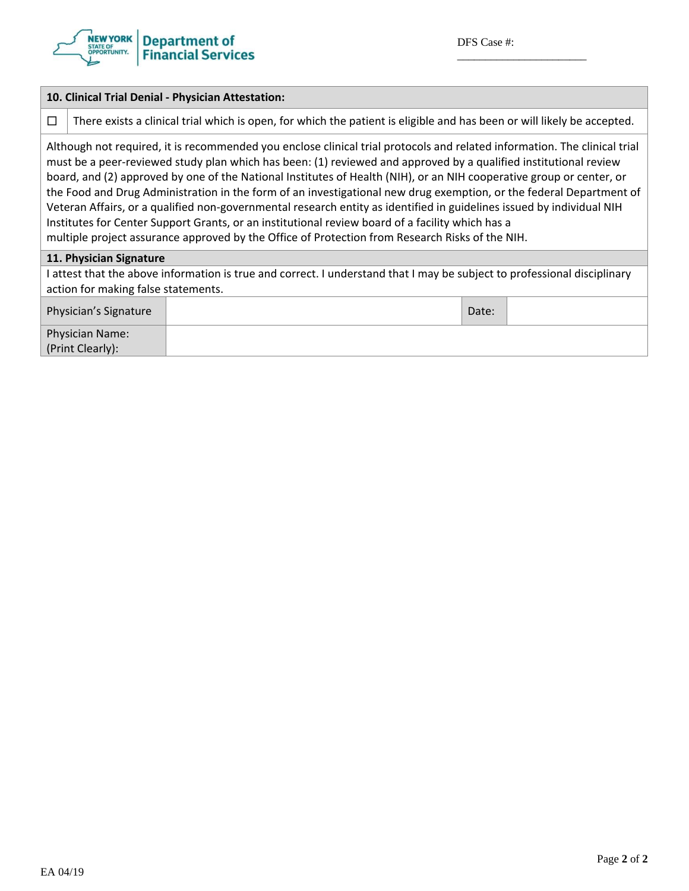DFS Case #: ________________________

## 10. Clinical Trial Denial - Physician Attestation:

☐ There exists a clinical trial which is open, for which the patient is eligible and has been or will likely be accepted.

Although not required, it is recommended you enclose clinical trial protocols and related information. The clinical trial must be a peer-reviewed study plan which has been: (1) reviewed and approved by a qualified institutional review board, and (2) approved by one of the National Institutes of Health (NIH), or an NIH cooperative group or center, or the Food and Drug Administration in the form of an investigational new drug exemption, or the federal Department of Veteran Affairs, or a qualified non-governmental research entity as identified in guidelines issued by individual NIH Institutes for Center Support Grants, or an institutional review board of a facility which has a multiple project assurance approved by the Office of Protection from Research Risks of the NIH.

## 11. Physician Signature

I attest that the above information is true and correct. I understand that I may be subject to professional disciplinary action for making false statements.

| | | | |
|---|---|---|---|
| Physician's Signature | | Date: | |
| Physician Name: (Print Clearly): | | | |

EA 04/19